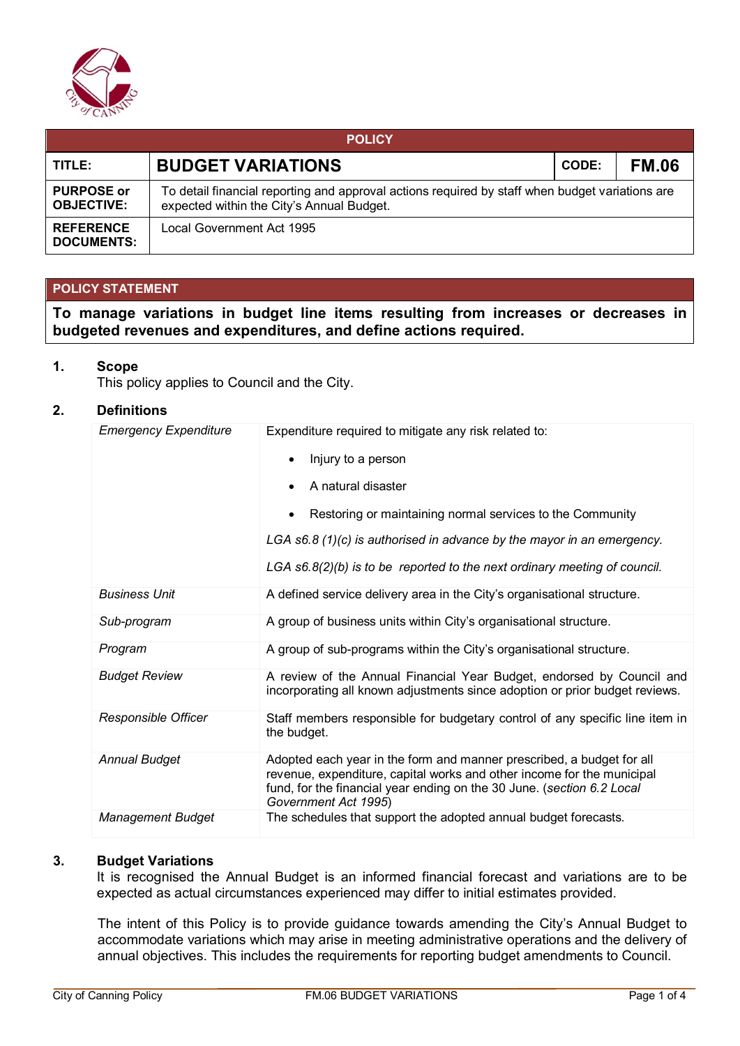| POLICY | | | |
|---|---|---|---|
| **TITLE:** | **BUDGET VARIATIONS** | **CODE:** | **FM.06** |
| **PURPOSE or OBJECTIVE:** | To detail financial reporting and approval actions required by staff when budget variations are expected within the City's Annual Budget. | | |
| **REFERENCE DOCUMENTS:** | Local Government Act 1995 | | |

## POLICY STATEMENT

**To manage variations in budget line items resulting from increases or decreases in budgeted revenues and expenditures, and define actions required.**

### 1. Scope

This policy applies to Council and the City.

### 2. Definitions

| | |
|---|---|
| *Emergency Expenditure* | Expenditure required to mitigate any risk related to:<br>• Injury to a person<br>• A natural disaster<br>• Restoring or maintaining normal services to the Community<br>*LGA s6.8 (1)(c) is authorised in advance by the mayor in an emergency.*<br>*LGA s6.8(2)(b) is to be reported to the next ordinary meeting of council.* |
| *Business Unit* | A defined service delivery area in the City's organisational structure. |
| *Sub-program* | A group of business units within City's organisational structure. |
| *Program* | A group of sub-programs within the City's organisational structure. |
| *Budget Review* | A review of the Annual Financial Year Budget, endorsed by Council and incorporating all known adjustments since adoption or prior budget reviews. |
| *Responsible Officer* | Staff members responsible for budgetary control of any specific line item in the budget. |
| *Annual Budget* | Adopted each year in the form and manner prescribed, a budget for all revenue, expenditure, capital works and other income for the municipal fund, for the financial year ending on the 30 June. (*section 6.2 Local Government Act 1995*) |
| *Management Budget* | The schedules that support the adopted annual budget forecasts. |

### 3. Budget Variations

It is recognised the Annual Budget is an informed financial forecast and variations are to be expected as actual circumstances experienced may differ to initial estimates provided.

The intent of this Policy is to provide guidance towards amending the City's Annual Budget to accommodate variations which may arise in meeting administrative operations and the delivery of annual objectives. This includes the requirements for reporting budget amendments to Council.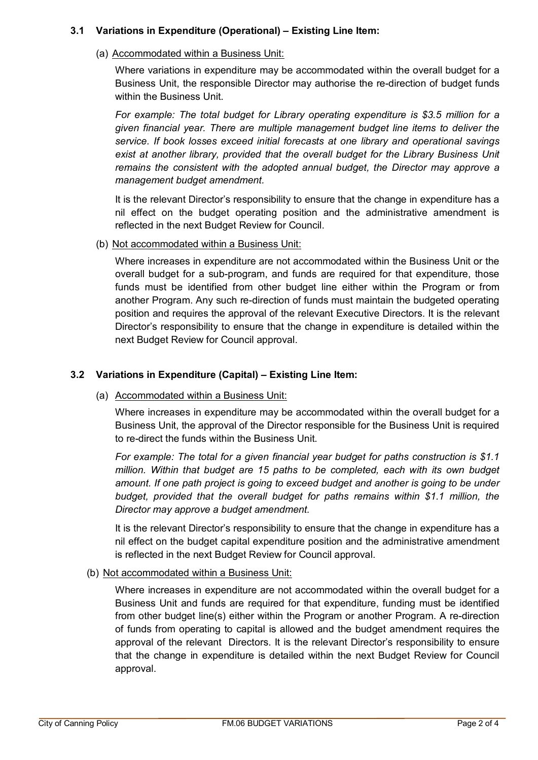### 3.1 Variations in Expenditure (Operational) – Existing Line Item:

(a) Accommodated within a Business Unit:

Where variations in expenditure may be accommodated within the overall budget for a Business Unit, the responsible Director may authorise the re-direction of budget funds within the Business Unit.

*For example: The total budget for Library operating expenditure is $3.5 million for a given financial year. There are multiple management budget line items to deliver the service. If book losses exceed initial forecasts at one library and operational savings exist at another library, provided that the overall budget for the Library Business Unit remains the consistent with the adopted annual budget, the Director may approve a management budget amendment.*

It is the relevant Director's responsibility to ensure that the change in expenditure has a nil effect on the budget operating position and the administrative amendment is reflected in the next Budget Review for Council.

(b) Not accommodated within a Business Unit:

Where increases in expenditure are not accommodated within the Business Unit or the overall budget for a sub-program, and funds are required for that expenditure, those funds must be identified from other budget line either within the Program or from another Program. Any such re-direction of funds must maintain the budgeted operating position and requires the approval of the relevant Executive Directors. It is the relevant Director's responsibility to ensure that the change in expenditure is detailed within the next Budget Review for Council approval.

### 3.2 Variations in Expenditure (Capital) – Existing Line Item:

(a) Accommodated within a Business Unit:

Where increases in expenditure may be accommodated within the overall budget for a Business Unit, the approval of the Director responsible for the Business Unit is required to re-direct the funds within the Business Unit.

*For example: The total for a given financial year budget for paths construction is $1.1 million. Within that budget are 15 paths to be completed, each with its own budget amount. If one path project is going to exceed budget and another is going to be under budget, provided that the overall budget for paths remains within $1.1 million, the Director may approve a budget amendment.*

It is the relevant Director's responsibility to ensure that the change in expenditure has a nil effect on the budget capital expenditure position and the administrative amendment is reflected in the next Budget Review for Council approval.

(b) Not accommodated within a Business Unit:

Where increases in expenditure are not accommodated within the overall budget for a Business Unit and funds are required for that expenditure, funding must be identified from other budget line(s) either within the Program or another Program. A re-direction of funds from operating to capital is allowed and the budget amendment requires the approval of the relevant Directors. It is the relevant Director's responsibility to ensure that the change in expenditure is detailed within the next Budget Review for Council approval.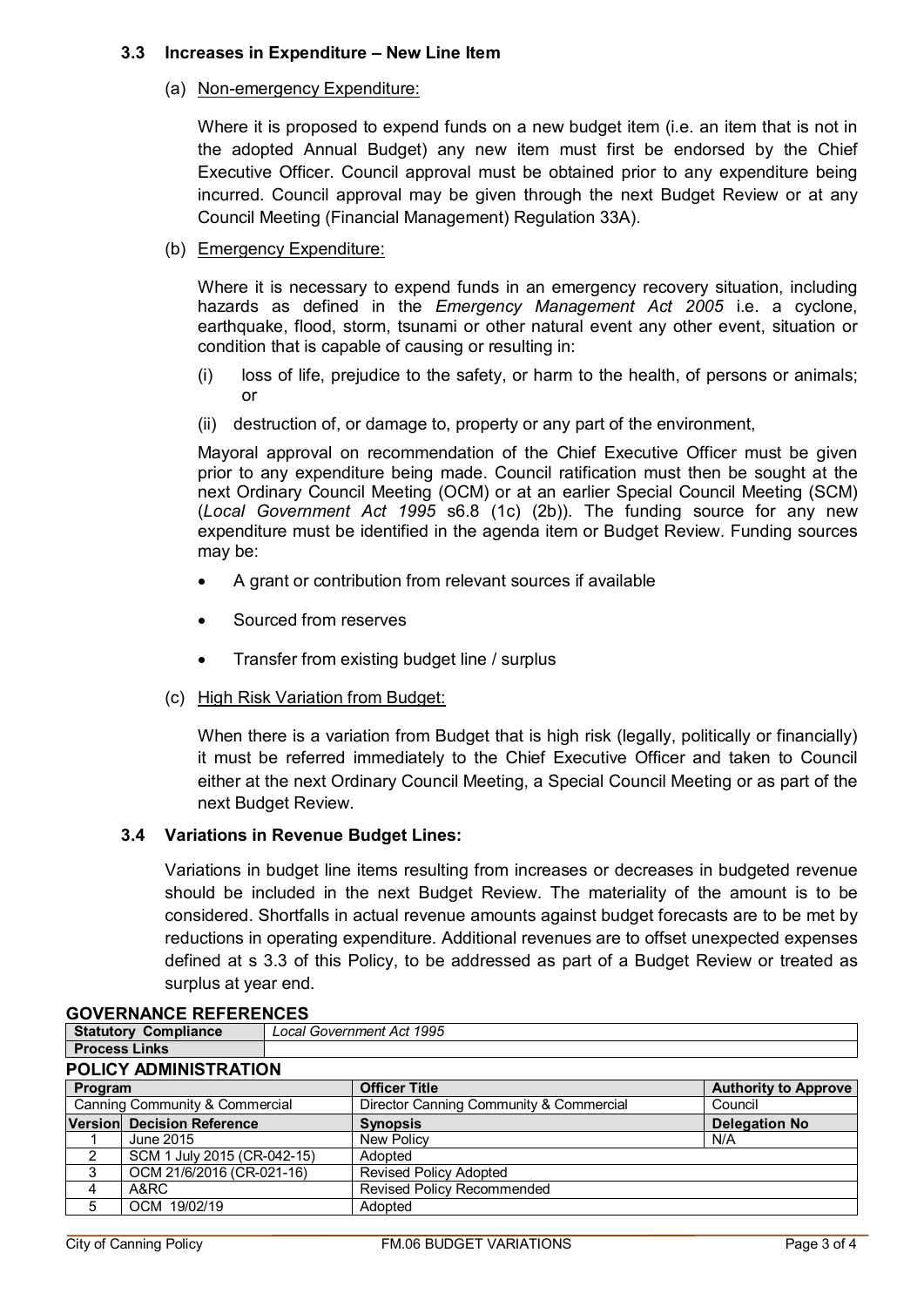### 3.3 Increases in Expenditure – New Line Item

(a) Non-emergency Expenditure:

Where it is proposed to expend funds on a new budget item (i.e. an item that is not in the adopted Annual Budget) any new item must first be endorsed by the Chief Executive Officer. Council approval must be obtained prior to any expenditure being incurred. Council approval may be given through the next Budget Review or at any Council Meeting (Financial Management) Regulation 33A).

(b) Emergency Expenditure:

Where it is necessary to expend funds in an emergency recovery situation, including hazards as defined in the *Emergency Management Act 2005* i.e. a cyclone, earthquake, flood, storm, tsunami or other natural event any other event, situation or condition that is capable of causing or resulting in:

(i) loss of life, prejudice to the safety, or harm to the health, of persons or animals; or

(ii) destruction of, or damage to, property or any part of the environment,

Mayoral approval on recommendation of the Chief Executive Officer must be given prior to any expenditure being made. Council ratification must then be sought at the next Ordinary Council Meeting (OCM) or at an earlier Special Council Meeting (SCM) (*Local Government Act 1995* s6.8 (1c) (2b)). The funding source for any new expenditure must be identified in the agenda item or Budget Review. Funding sources may be:

- A grant or contribution from relevant sources if available
- Sourced from reserves
- Transfer from existing budget line / surplus

(c) High Risk Variation from Budget:

When there is a variation from Budget that is high risk (legally, politically or financially) it must be referred immediately to the Chief Executive Officer and taken to Council either at the next Ordinary Council Meeting, a Special Council Meeting or as part of the next Budget Review.

### 3.4 Variations in Revenue Budget Lines:

Variations in budget line items resulting from increases or decreases in budgeted revenue should be included in the next Budget Review. The materiality of the amount is to be considered. Shortfalls in actual revenue amounts against budget forecasts are to be met by reductions in operating expenditure. Additional revenues are to offset unexpected expenses defined at s 3.3 of this Policy, to be addressed as part of a Budget Review or treated as surplus at year end.

## GOVERNANCE REFERENCES

| | |
|---|---|
| **Statutory Compliance** | *Local Government Act 1995* |
| **Process Links** | |

## POLICY ADMINISTRATION

| **Program** | | **Officer Title** | **Authority to Approve** |
|---|---|---|---|
| Canning Community & Commercial | | Director Canning Community & Commercial | Council |
| **Version** | **Decision Reference** | **Synopsis** | **Delegation No** |
| 1 | June 2015 | New Policy | N/A |
| 2 | SCM 1 July 2015 (CR-042-15) | Adopted | |
| 3 | OCM 21/6/2016 (CR-021-16) | Revised Policy Adopted | |
| 4 | A&RC | Revised Policy Recommended | |
| 5 | OCM 19/02/19 | Adopted | |